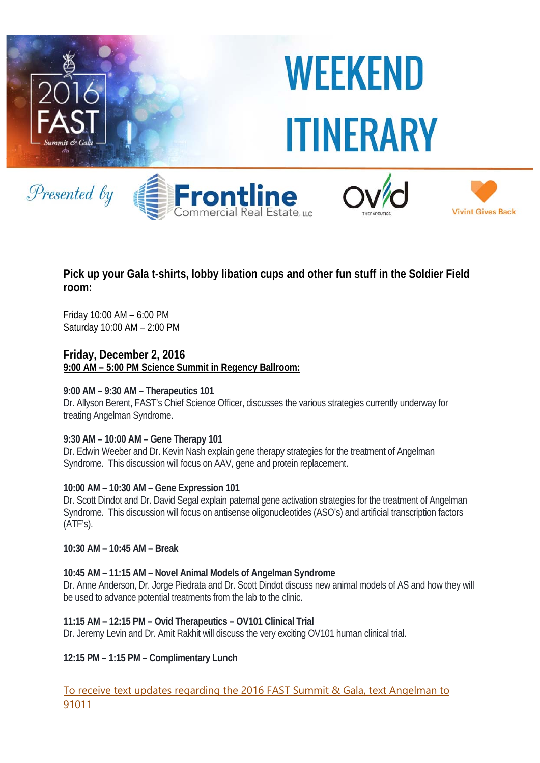# WEEKEND ITINERARY

2016 FAST Summit & Gala

*Presented by* Frontline Commercial Real Estate, LLC · Ovid Therapeutics · Vivint Gives Back

**Pick up your Gala t-shirts, lobby libation cups and other fun stuff in the Soldier Field room:**

Friday 10:00 AM – 6:00 PM
Saturday 10:00 AM – 2:00 PM

## Friday, December 2, 2016

**9:00 AM – 5:00 PM Science Summit in Regency Ballroom:**

**9:00 AM – 9:30 AM – Therapeutics 101**
Dr. Allyson Berent, FAST's Chief Science Officer, discusses the various strategies currently underway for treating Angelman Syndrome.

**9:30 AM – 10:00 AM – Gene Therapy 101**
Dr. Edwin Weeber and Dr. Kevin Nash explain gene therapy strategies for the treatment of Angelman Syndrome. This discussion will focus on AAV, gene and protein replacement.

**10:00 AM – 10:30 AM – Gene Expression 101**
Dr. Scott Dindot and Dr. David Segal explain paternal gene activation strategies for the treatment of Angelman Syndrome. This discussion will focus on antisense oligonucleotides (ASO's) and artificial transcription factors (ATF's).

**10:30 AM – 10:45 AM – Break**

**10:45 AM – 11:15 AM – Novel Animal Models of Angelman Syndrome**
Dr. Anne Anderson, Dr. Jorge Piedrata and Dr. Scott Dindot discuss new animal models of AS and how they will be used to advance potential treatments from the lab to the clinic.

**11:15 AM – 12:15 PM – Ovid Therapeutics – OV101 Clinical Trial**
Dr. Jeremy Levin and Dr. Amit Rakhit will discuss the very exciting OV101 human clinical trial.

**12:15 PM – 1:15 PM – Complimentary Lunch**

To receive text updates regarding the 2016 FAST Summit & Gala, text Angelman to 91011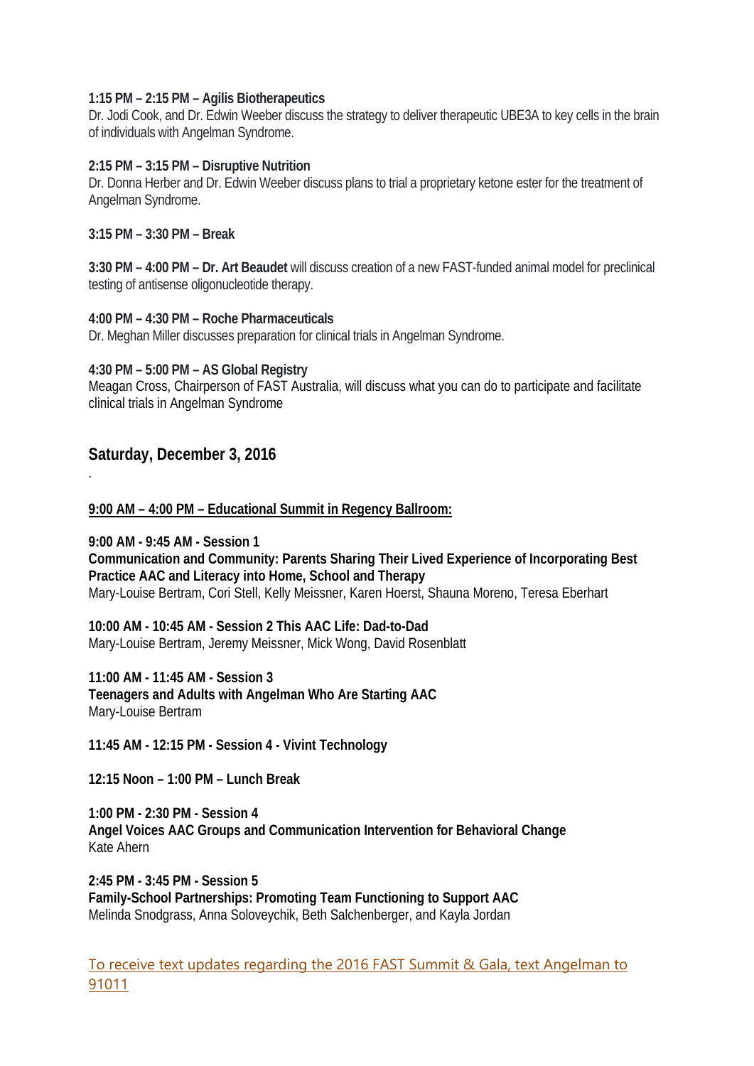**1:15 PM – 2:15 PM – Agilis Biotherapeutics**
Dr. Jodi Cook, and Dr. Edwin Weeber discuss the strategy to deliver therapeutic UBE3A to key cells in the brain of individuals with Angelman Syndrome.

**2:15 PM – 3:15 PM – Disruptive Nutrition**
Dr. Donna Herber and Dr. Edwin Weeber discuss plans to trial a proprietary ketone ester for the treatment of Angelman Syndrome.

**3:15 PM – 3:30 PM – Break**

**3:30 PM – 4:00 PM – Dr. Art Beaudet** will discuss creation of a new FAST-funded animal model for preclinical testing of antisense oligonucleotide therapy.

**4:00 PM – 4:30 PM – Roche Pharmaceuticals**
Dr. Meghan Miller discusses preparation for clinical trials in Angelman Syndrome.

**4:30 PM – 5:00 PM – AS Global Registry**
Meagan Cross, Chairperson of FAST Australia, will discuss what you can do to participate and facilitate clinical trials in Angelman Syndrome

## Saturday, December 3, 2016

.

**<u>9:00 AM – 4:00 PM – Educational Summit in Regency Ballroom:</u>**

**9:00 AM - 9:45 AM - Session 1**
**Communication and Community: Parents Sharing Their Lived Experience of Incorporating Best Practice AAC and Literacy into Home, School and Therapy**
Mary-Louise Bertram, Cori Stell, Kelly Meissner, Karen Hoerst, Shauna Moreno, Teresa Eberhart

**10:00 AM - 10:45 AM - Session 2 This AAC Life: Dad-to-Dad**
Mary-Louise Bertram, Jeremy Meissner, Mick Wong, David Rosenblatt

**11:00 AM - 11:45 AM - Session 3**
**Teenagers and Adults with Angelman Who Are Starting AAC**
Mary-Louise Bertram

**11:45 AM - 12:15 PM - Session 4 - Vivint Technology**

**12:15 Noon – 1:00 PM – Lunch Break**

**1:00 PM - 2:30 PM - Session 4**
**Angel Voices AAC Groups and Communication Intervention for Behavioral Change**
Kate Ahern

**2:45 PM - 3:45 PM - Session 5**
**Family-School Partnerships: Promoting Team Functioning to Support AAC**
Melinda Snodgrass, Anna Soloveychik, Beth Salchenberger, and Kayla Jordan

To receive text updates regarding the 2016 FAST Summit & Gala, text Angelman to 91011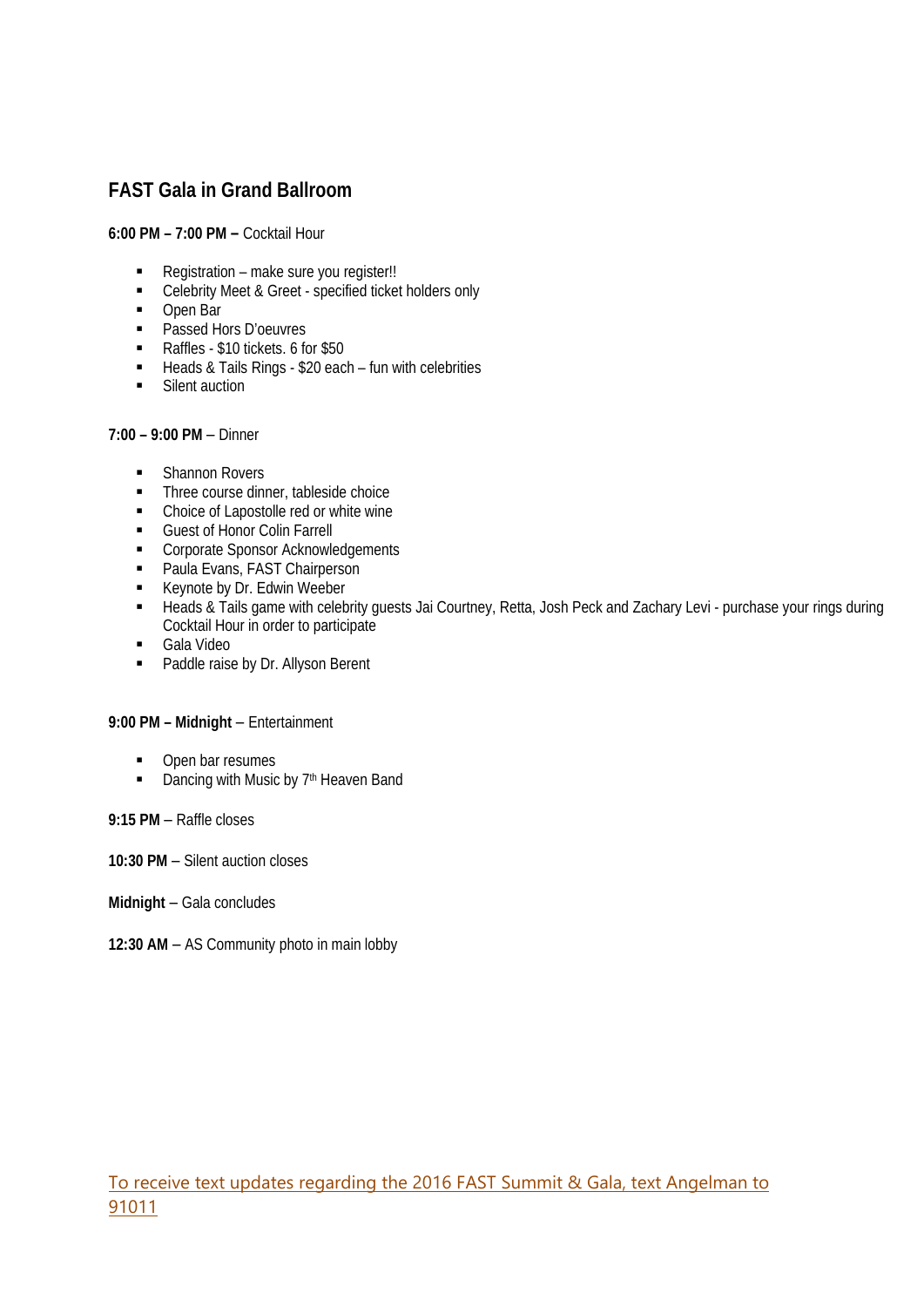## FAST Gala in Grand Ballroom

**6:00 PM – 7:00 PM –** Cocktail Hour

- Registration – make sure you register!!
- Celebrity Meet & Greet - specified ticket holders only
- Open Bar
- Passed Hors D'oeuvres
- Raffles - $10 tickets. 6 for $50
- Heads & Tails Rings - $20 each – fun with celebrities
- Silent auction

**7:00 – 9:00 PM** – Dinner

- Shannon Rovers
- Three course dinner, tableside choice
- Choice of Lapostolle red or white wine
- Guest of Honor Colin Farrell
- Corporate Sponsor Acknowledgements
- Paula Evans, FAST Chairperson
- Keynote by Dr. Edwin Weeber
- Heads & Tails game with celebrity guests Jai Courtney, Retta, Josh Peck and Zachary Levi - purchase your rings during Cocktail Hour in order to participate
- Gala Video
- Paddle raise by Dr. Allyson Berent

**9:00 PM – Midnight** – Entertainment

- Open bar resumes
- Dancing with Music by 7th Heaven Band

**9:15 PM** – Raffle closes

**10:30 PM** – Silent auction closes

**Midnight** – Gala concludes

**12:30 AM** – AS Community photo in main lobby

To receive text updates regarding the 2016 FAST Summit & Gala, text Angelman to 91011